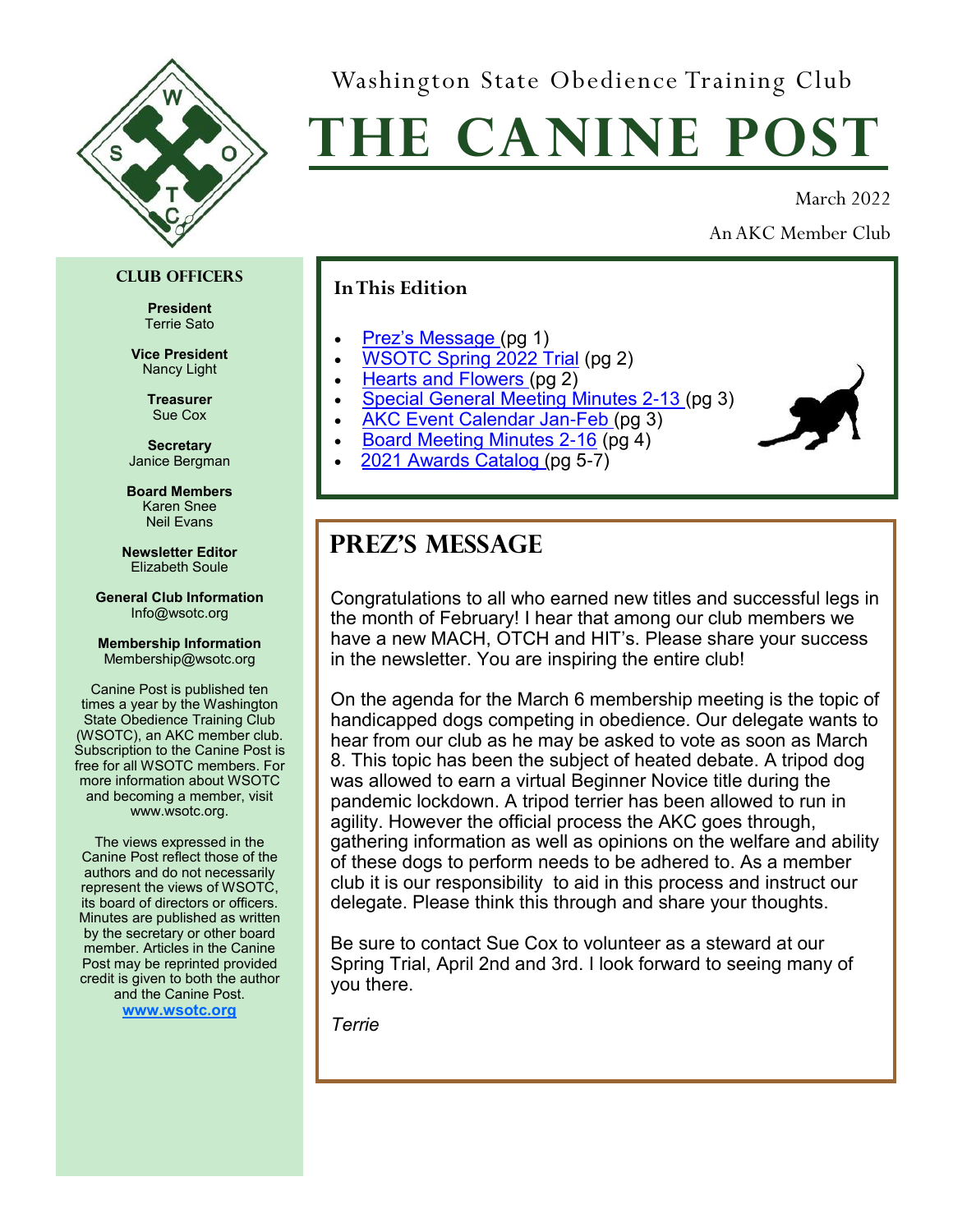Washington State Obedience Training Club

# THE CANINE POST

March 2022

An AKC Member Club

### In This Edition

- Prez's Message (pg 1)
- WSOTC Spring 2022 Trial (pg 2)
- Hearts and Flowers (pg 2)
- Special General Meeting Minutes 2-13 (pg 3)
- AKC Event Calendar Jan-Feb (pg 3)
- Board Meeting Minutes 2-16 (pg 4)
- 2021 Awards Catalog (pg 5-7)

## PREZ'S MESSAGE

Congratulations to all who earned new titles and successful legs in the month of February! I hear that among our club members we have a new MACH, OTCH and HIT's. Please share your success in the newsletter. You are inspiring the entire club!

On the agenda for the March 6 membership meeting is the topic of handicapped dogs competing in obedience. Our delegate wants to hear from our club as he may be asked to vote as soon as March 8. This topic has been the subject of heated debate. A tripod dog was allowed to earn a virtual Beginner Novice title during the pandemic lockdown. A tripod terrier has been allowed to run in agility. However the official process the AKC goes through, gathering information as well as opinions on the welfare and ability of these dogs to perform needs to be adhered to. As a member club it is our responsibility to aid in this process and instruct our delegate. Please think this through and share your thoughts.

Be sure to contact Sue Cox to volunteer as a steward at our Spring Trial, April 2nd and 3rd. I look forward to seeing many of you there.

*Terrie*

### CLUB OFFICERS

**President**
Terrie Sato

**Vice President**
Nancy Light

**Treasurer**
Sue Cox

**Secretary**
Janice Bergman

**Board Members**
Karen Snee
Neil Evans

**Newsletter Editor**
Elizabeth Soule

**General Club Information**
Info@wsotc.org

**Membership Information**
Membership@wsotc.org

Canine Post is published ten times a year by the Washington State Obedience Training Club (WSOTC), an AKC member club. Subscription to the Canine Post is free for all WSOTC members. For more information about WSOTC and becoming a member, visit www.wsotc.org.

The views expressed in the Canine Post reflect those of the authors and do not necessarily represent the views of WSOTC, its board of directors or officers. Minutes are published as written by the secretary or other board member. Articles in the Canine Post may be reprinted provided credit is given to both the author and the Canine Post.

**www.wsotc.org**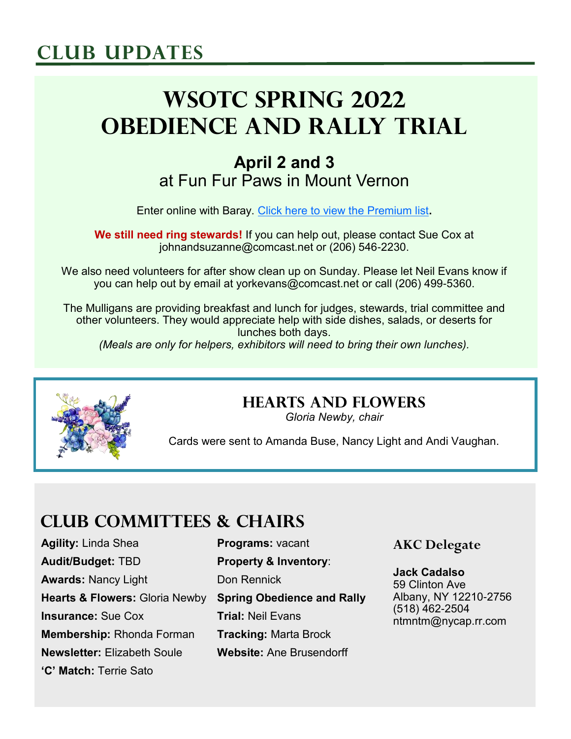# Club Updates

## WSOTC Spring 2022 Obedience and Rally Trial

**April 2 and 3**
at Fun Fur Paws in Mount Vernon

Enter online with Baray. [Click here to view the Premium list](#).

**We still need ring stewards!** If you can help out, please contact Sue Cox at johnandsuzanne@comcast.net or (206) 546-2230.

We also need volunteers for after show clean up on Sunday. Please let Neil Evans know if you can help out by email at yorkevans@comcast.net or call (206) 499-5360.

The Mulligans are providing breakfast and lunch for judges, stewards, trial committee and other volunteers. They would appreciate help with side dishes, salads, or deserts for lunches both days.
*(Meals are only for helpers, exhibitors will need to bring their own lunches).*

## Hearts and Flowers

*Gloria Newby, chair*

Cards were sent to Amanda Buse, Nancy Light and Andi Vaughan.

## Club Committees & Chairs

**Agility:** Linda Shea
**Audit/Budget:** TBD
**Awards:** Nancy Light
**Hearts & Flowers:** Gloria Newby
**Insurance:** Sue Cox
**Membership:** Rhonda Forman
**Newsletter:** Elizabeth Soule
**'C' Match:** Terrie Sato
**Programs:** vacant
**Property & Inventory**: Don Rennick
**Spring Obedience and Rally Trial:** Neil Evans
**Tracking:** Marta Brock
**Website:** Ane Brusendorff

### AKC Delegate

**Jack Cadalso**
59 Clinton Ave
Albany, NY 12210-2756
(518) 462-2504
ntmntm@nycap.rr.com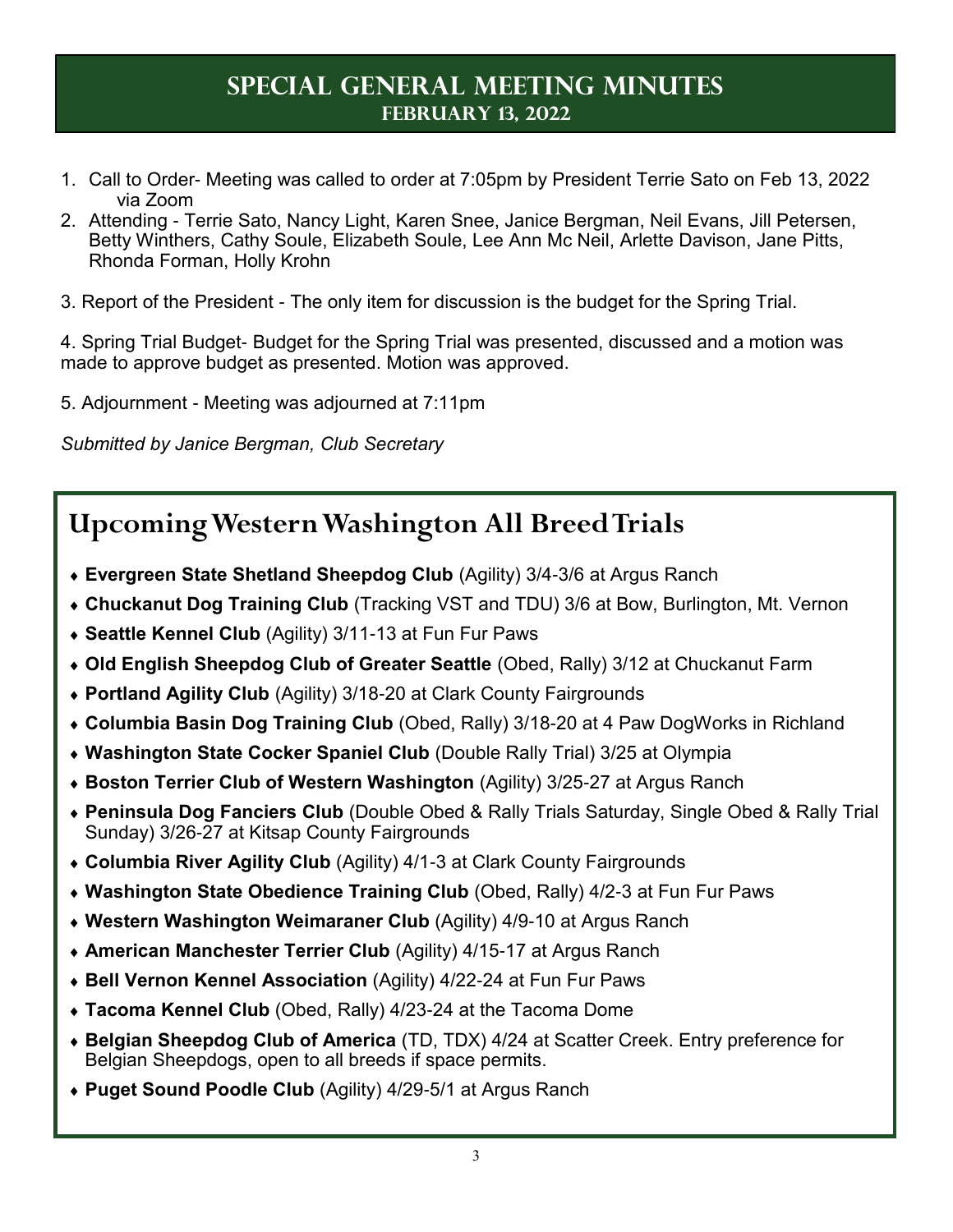# SPECIAL GENERAL MEETING MINUTES
## FEBRUARY 13, 2022

1. Call to Order- Meeting was called to order at 7:05pm by President Terrie Sato on Feb 13, 2022 via Zoom
2. Attending - Terrie Sato, Nancy Light, Karen Snee, Janice Bergman, Neil Evans, Jill Petersen, Betty Winthers, Cathy Soule, Elizabeth Soule, Lee Ann Mc Neil, Arlette Davison, Jane Pitts, Rhonda Forman, Holly Krohn

3. Report of the President - The only item for discussion is the budget for the Spring Trial.

4. Spring Trial Budget- Budget for the Spring Trial was presented, discussed and a motion was made to approve budget as presented. Motion was approved.

5. Adjournment - Meeting was adjourned at 7:11pm

*Submitted by Janice Bergman, Club Secretary*

## Upcoming Western Washington All Breed Trials

- **Evergreen State Shetland Sheepdog Club** (Agility) 3/4-3/6 at Argus Ranch
- **Chuckanut Dog Training Club** (Tracking VST and TDU) 3/6 at Bow, Burlington, Mt. Vernon
- **Seattle Kennel Club** (Agility) 3/11-13 at Fun Fur Paws
- **Old English Sheepdog Club of Greater Seattle** (Obed, Rally) 3/12 at Chuckanut Farm
- **Portland Agility Club** (Agility) 3/18-20 at Clark County Fairgrounds
- **Columbia Basin Dog Training Club** (Obed, Rally) 3/18-20 at 4 Paw DogWorks in Richland
- **Washington State Cocker Spaniel Club** (Double Rally Trial) 3/25 at Olympia
- **Boston Terrier Club of Western Washington** (Agility) 3/25-27 at Argus Ranch
- **Peninsula Dog Fanciers Club** (Double Obed & Rally Trials Saturday, Single Obed & Rally Trial Sunday) 3/26-27 at Kitsap County Fairgrounds
- **Columbia River Agility Club** (Agility) 4/1-3 at Clark County Fairgrounds
- **Washington State Obedience Training Club** (Obed, Rally) 4/2-3 at Fun Fur Paws
- **Western Washington Weimaraner Club** (Agility) 4/9-10 at Argus Ranch
- **American Manchester Terrier Club** (Agility) 4/15-17 at Argus Ranch
- **Bell Vernon Kennel Association** (Agility) 4/22-24 at Fun Fur Paws
- **Tacoma Kennel Club** (Obed, Rally) 4/23-24 at the Tacoma Dome
- **Belgian Sheepdog Club of America** (TD, TDX) 4/24 at Scatter Creek. Entry preference for Belgian Sheepdogs, open to all breeds if space permits.
- **Puget Sound Poodle Club** (Agility) 4/29-5/1 at Argus Ranch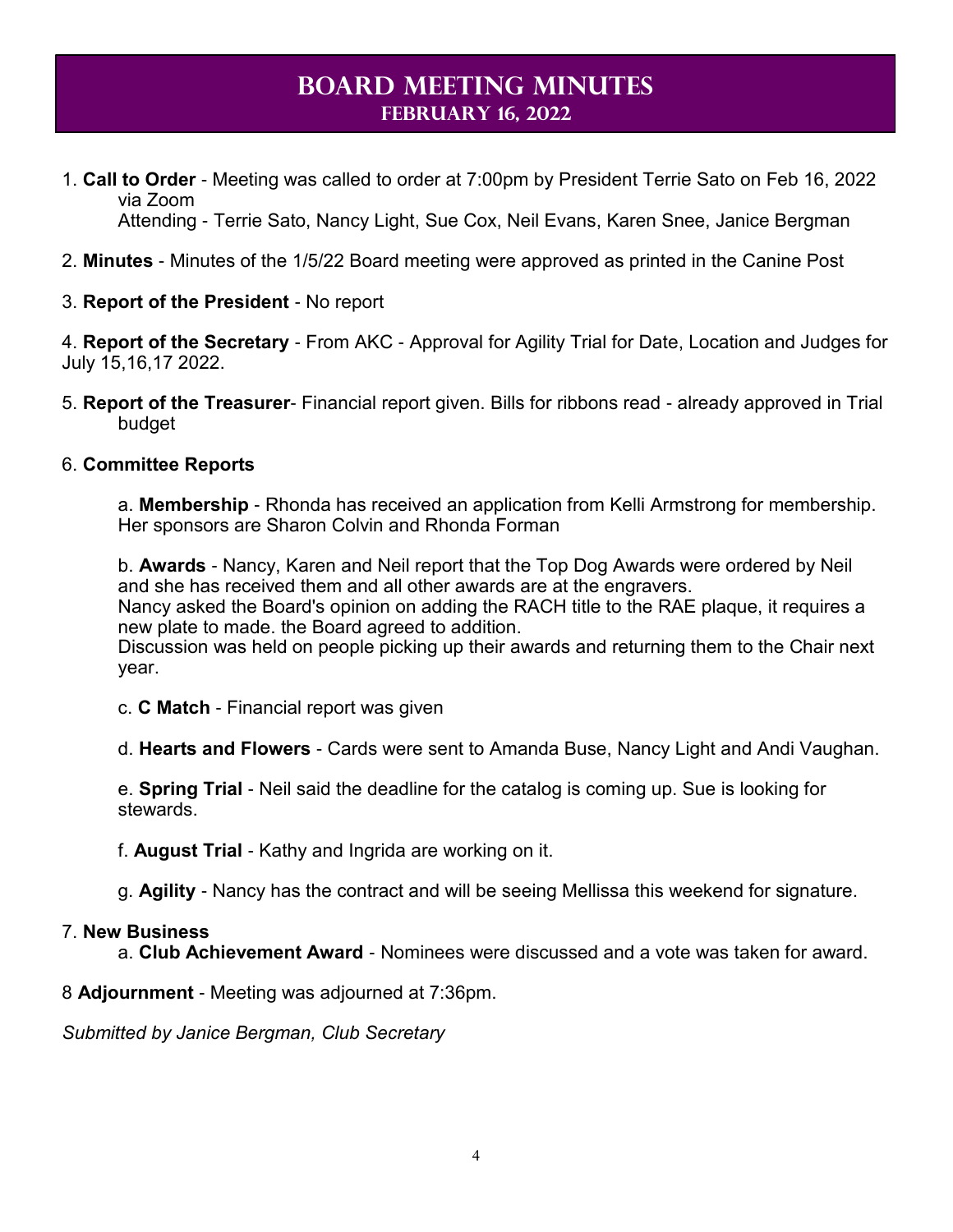# Board Meeting Minutes
## February 16, 2022

1. **Call to Order** - Meeting was called to order at 7:00pm by President Terrie Sato on Feb 16, 2022 via Zoom
   Attending - Terrie Sato, Nancy Light, Sue Cox, Neil Evans, Karen Snee, Janice Bergman

2. **Minutes** - Minutes of the 1/5/22 Board meeting were approved as printed in the Canine Post

3. **Report of the President** - No report

4. **Report of the Secretary** - From AKC - Approval for Agility Trial for Date, Location and Judges for July 15,16,17 2022.

5. **Report of the Treasurer**- Financial report given. Bills for ribbons read - already approved in Trial budget

6. **Committee Reports**

   a. **Membership** - Rhonda has received an application from Kelli Armstrong for membership. Her sponsors are Sharon Colvin and Rhonda Forman

   b. **Awards** - Nancy, Karen and Neil report that the Top Dog Awards were ordered by Neil and she has received them and all other awards are at the engravers.
   Nancy asked the Board's opinion on adding the RACH title to the RAE plaque, it requires a new plate to made. the Board agreed to addition.
   Discussion was held on people picking up their awards and returning them to the Chair next year.

   c. **C Match** - Financial report was given

   d. **Hearts and Flowers** - Cards were sent to Amanda Buse, Nancy Light and Andi Vaughan.

   e. **Spring Trial** - Neil said the deadline for the catalog is coming up. Sue is looking for stewards.

   f. **August Trial** - Kathy and Ingrida are working on it.

   g. **Agility** - Nancy has the contract and will be seeing Mellissa this weekend for signature.

7. **New Business**

   a. **Club Achievement Award** - Nominees were discussed and a vote was taken for award.

8 **Adjournment** - Meeting was adjourned at 7:36pm.

*Submitted by Janice Bergman, Club Secretary*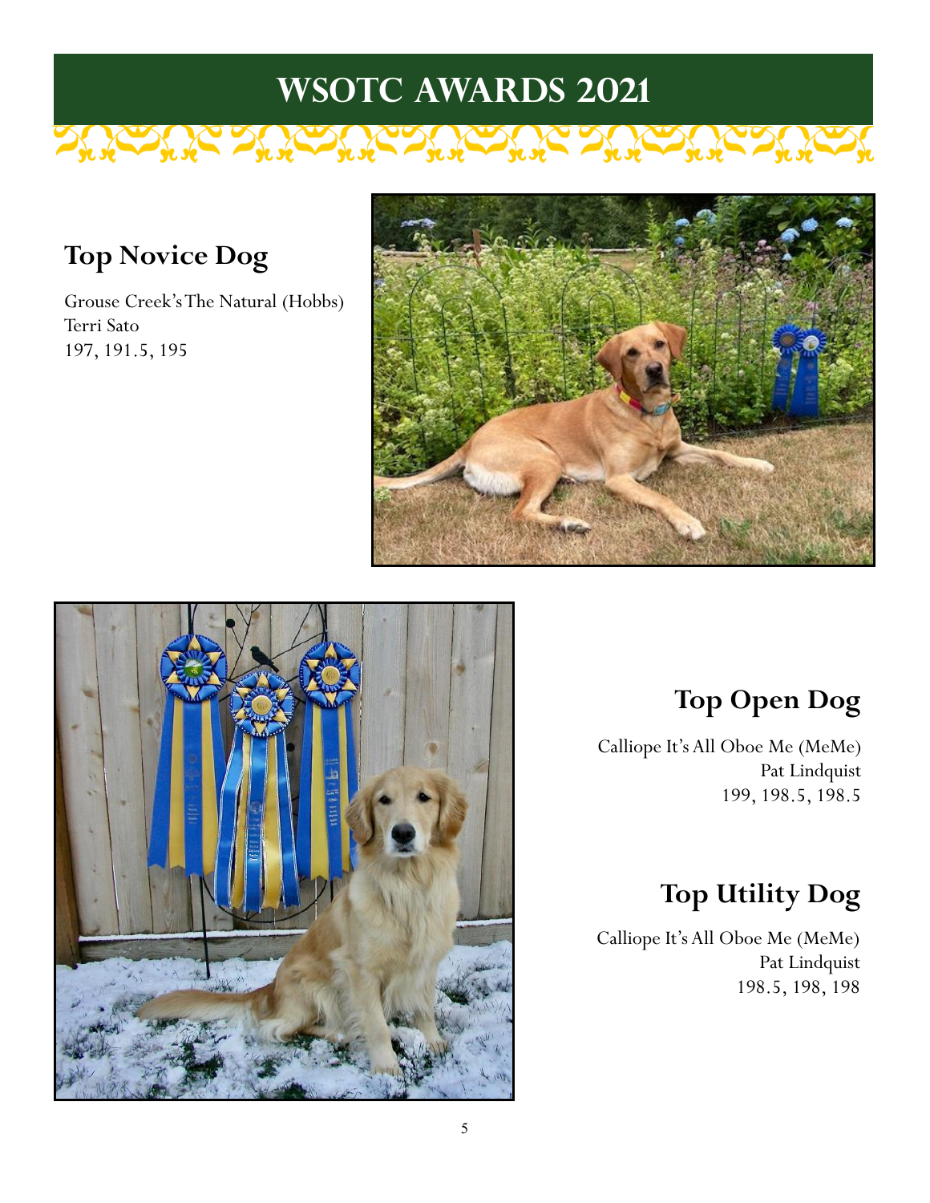# WSOTC AWARDS 2021

## Top Novice Dog

Grouse Creek's The Natural (Hobbs)
Terri Sato
197, 191.5, 195

## Top Open Dog

Calliope It's All Oboe Me (MeMe)
Pat Lindquist
199, 198.5, 198.5

## Top Utility Dog

Calliope It's All Oboe Me (MeMe)
Pat Lindquist
198.5, 198, 198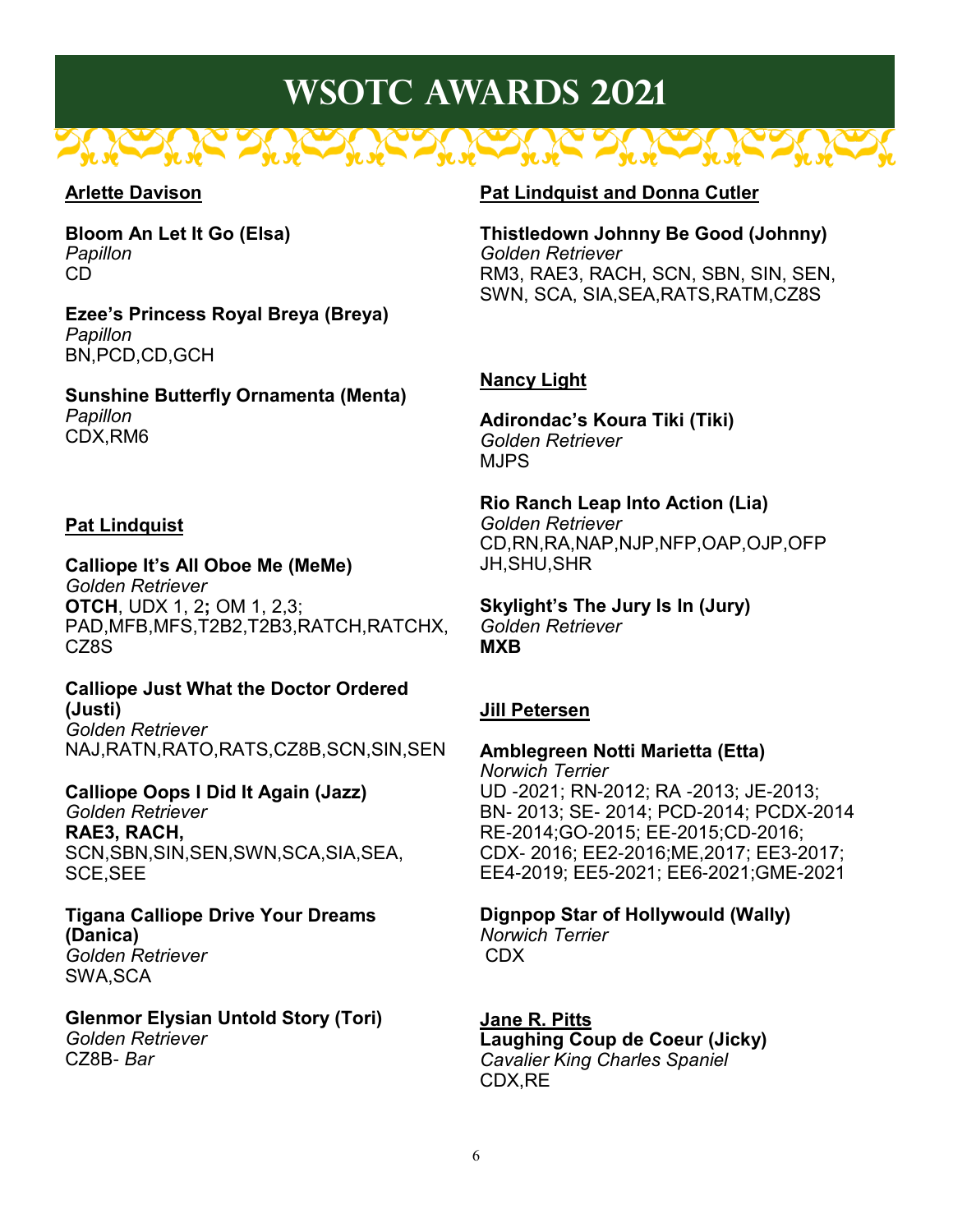# WSOTC AWARDS 2021

**Arlette Davison**

**Bloom An Let It Go (Elsa)**
*Papillon*
CD

**Ezee's Princess Royal Breya (Breya)**
*Papillon*
BN,PCD,CD,GCH

**Sunshine Butterfly Ornamenta (Menta)**
*Papillon*
CDX,RM6

**Pat Lindquist**

**Calliope It's All Oboe Me (MeMe)**
*Golden Retriever*
**OTCH**, UDX 1, 2**;** OM 1, 2,3;
PAD,MFB,MFS,T2B2,T2B3,RATCH,RATCHX,
CZ8S

**Calliope Just What the Doctor Ordered (Justi)**
*Golden Retriever*
NAJ,RATN,RATO,RATS,CZ8B,SCN,SIN,SEN

**Calliope Oops I Did It Again (Jazz)**
*Golden Retriever*
**RAE3, RACH,**
SCN,SBN,SIN,SEN,SWN,SCA,SIA,SEA,
SCE,SEE

**Tigana Calliope Drive Your Dreams (Danica)**
*Golden Retriever*
SWA,SCA

**Glenmor Elysian Untold Story (Tori)**
*Golden Retriever*
CZ8B- *Bar*

**Pat Lindquist and Donna Cutler**

**Thistledown Johnny Be Good (Johnny)**
*Golden Retriever*
RM3, RAE3, RACH, SCN, SBN, SIN, SEN,
SWN, SCA, SIA,SEA,RATS,RATM,CZ8S

**Nancy Light**

**Adirondac's Koura Tiki (Tiki)**
*Golden Retriever*
MJPS

**Rio Ranch Leap Into Action (Lia)**
*Golden Retriever*
CD,RN,RA,NAP,NJP,NFP,OAP,OJP,OFP
JH,SHU,SHR

**Skylight's The Jury Is In (Jury)**
*Golden Retriever*
**MXB**

**Jill Petersen**

**Amblegreen Notti Marietta (Etta)**
*Norwich Terrier*
UD -2021; RN-2012; RA -2013; JE-2013;
BN- 2013; SE- 2014; PCD-2014; PCDX-2014
RE-2014;GO-2015; EE-2015;CD-2016;
CDX- 2016; EE2-2016;ME,2017; EE3-2017;
EE4-2019; EE5-2021; EE6-2021;GME-2021

**Dignpop Star of Hollywould (Wally)**
*Norwich Terrier*
CDX

**Jane R. Pitts**

**Laughing Coup de Coeur (Jicky)**
*Cavalier King Charles Spaniel*
CDX,RE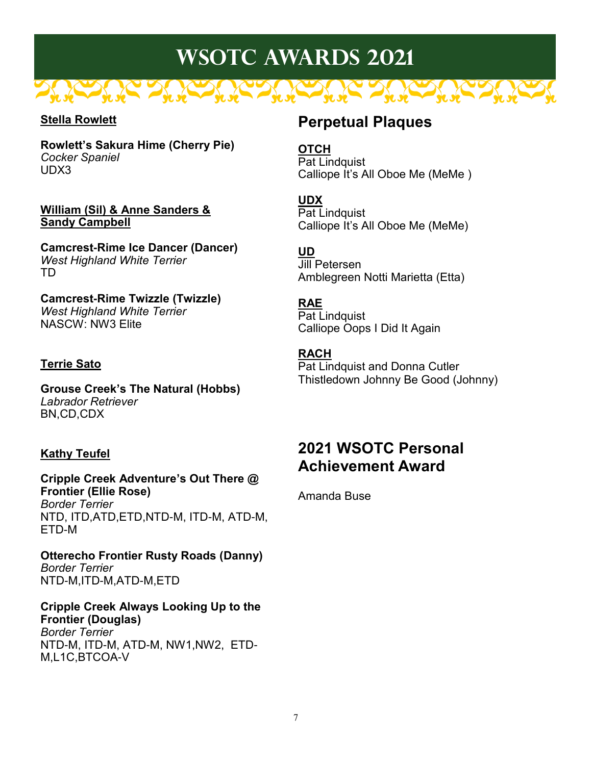# WSOTC AWARDS 2021

**Stella Rowlett**

**Rowlett's Sakura Hime (Cherry Pie)**
*Cocker Spaniel*
UDX3

**William (Sil) & Anne Sanders & Sandy Campbell**

**Camcrest-Rime Ice Dancer (Dancer)**
*West Highland White Terrier*
TD

**Camcrest-Rime Twizzle (Twizzle)**
*West Highland White Terrier*
NASCW: NW3 Elite

**Terrie Sato**

**Grouse Creek's The Natural (Hobbs)**
*Labrador Retriever*
BN,CD,CDX

**Kathy Teufel**

**Cripple Creek Adventure's Out There @ Frontier (Ellie Rose)**
*Border Terrier*
NTD, ITD,ATD,ETD,NTD-M, ITD-M, ATD-M, ETD-M

**Otterecho Frontier Rusty Roads (Danny)**
*Border Terrier*
NTD-M,ITD-M,ATD-M,ETD

**Cripple Creek Always Looking Up to the Frontier (Douglas)**
*Border Terrier*
NTD-M, ITD-M, ATD-M, NW1,NW2, ETD-M,L1C,BTCOA-V

## Perpetual Plaques

**OTCH**
Pat Lindquist
Calliope It's All Oboe Me (MeMe )

**UDX**
Pat Lindquist
Calliope It's All Oboe Me (MeMe)

**UD**
Jill Petersen
Amblegreen Notti Marietta (Etta)

**RAE**
Pat Lindquist
Calliope Oops I Did It Again

**RACH**
Pat Lindquist and Donna Cutler
Thistledown Johnny Be Good (Johnny)

## 2021 WSOTC Personal Achievement Award

Amanda Buse